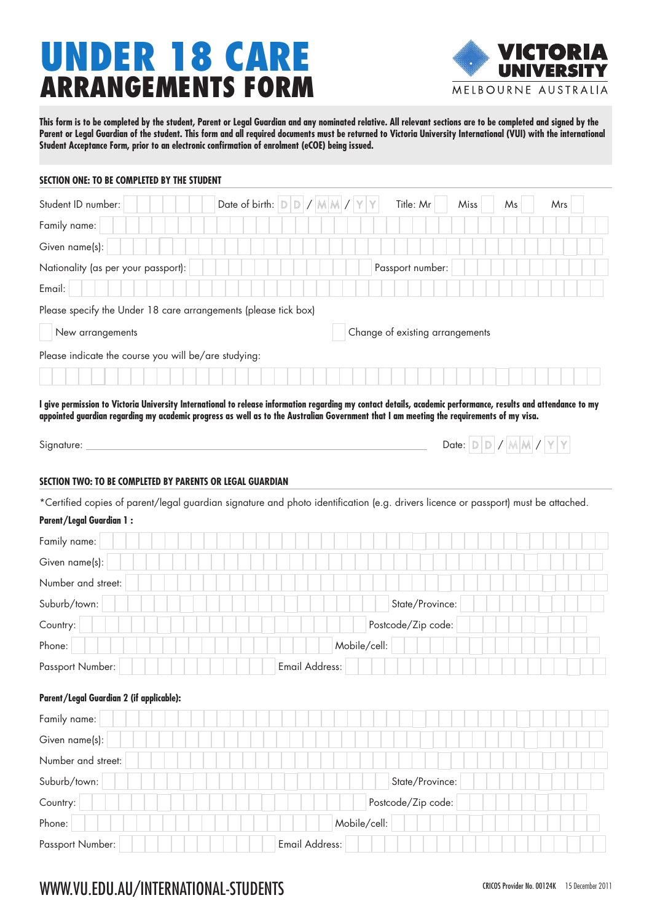# UNDER 18 CARE ARRANGEMENTS FORM

VICTORIA UNIVERSITY
MELBOURNE AUSTRALIA

**This form is to be completed by the student, Parent or Legal Guardian and any nominated relative. All relevant sections are to be completed and signed by the Parent or Legal Guardian of the student. This form and all required documents must be returned to Victoria University International (VUI) with the international Student Acceptance Form, prior to an electronic confirmation of enrolment (eCOE) being issued.**

## SECTION ONE: TO BE COMPLETED BY THE STUDENT

Student ID number: Date of birth: DD / MM / YY Title: Mr Miss Ms Mrs

Family name:

Given name(s):

Nationality (as per your passport): Passport number:

Email:

Please specify the Under 18 care arrangements (please tick box)

☐ New arrangements ☐ Change of existing arrangements

Please indicate the course you will be/are studying:

**I give permission to Victoria University International to release information regarding my contact details, academic performance, results and attendance to my appointed guardian regarding my academic progress as well as to the Australian Government that I am meeting the requirements of my visa.**

Signature: ______________________________ Date: DD / MM / YY

## SECTION TWO: TO BE COMPLETED BY PARENTS OR LEGAL GUARDIAN

*Certified copies of parent/legal guardian signature and photo identification (e.g. drivers licence or passport) must be attached.

**Parent/Legal Guardian 1 :**

Family name:

Given name(s):

Number and street:

Suburb/town: State/Province:

Country: Postcode/Zip code:

Phone: Mobile/cell:

Passport Number: Email Address:

**Parent/Legal Guardian 2 (if applicable):**

Family name:

Given name(s):

Number and street:

Suburb/town: State/Province:

Country: Postcode/Zip code:

Phone: Mobile/cell:

Passport Number: Email Address:

WWW.VU.EDU.AU/INTERNATIONAL-STUDENTS

CRICOS Provider No. 00124K 15 December 2011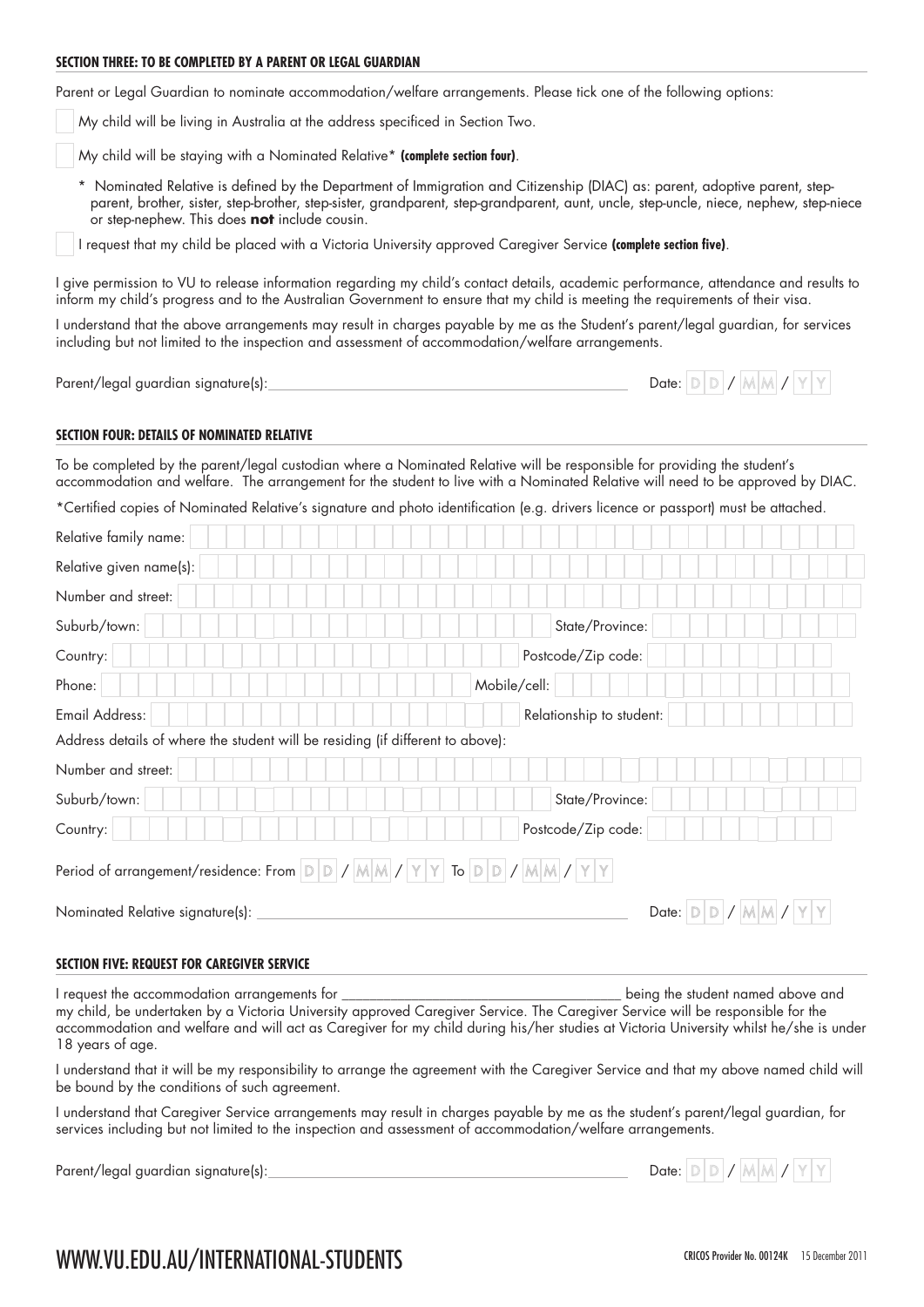### SECTION THREE: TO BE COMPLETED BY A PARENT OR LEGAL GUARDIAN

Parent or Legal Guardian to nominate accommodation/welfare arrangements. Please tick one of the following options:

- ☐ My child will be living in Australia at the address specificed in Section Two.
- ☐ My child will be staying with a Nominated Relative* **(complete section four)**.

\* Nominated Relative is defined by the Department of Immigration and Citizenship (DIAC) as: parent, adoptive parent, step-parent, brother, sister, step-brother, step-sister, grandparent, step-grandparent, aunt, uncle, step-uncle, niece, nephew, step-niece or step-nephew. This does **not** include cousin.

- ☐ I request that my child be placed with a Victoria University approved Caregiver Service **(complete section five)**.

I give permission to VU to release information regarding my child's contact details, academic performance, attendance and results to inform my child's progress and to the Australian Government to ensure that my child is meeting the requirements of their visa.

I understand that the above arrangements may result in charges payable by me as the Student's parent/legal guardian, for services including but not limited to the inspection and assessment of accommodation/welfare arrangements.

Parent/legal guardian signature(s): ______________________________ Date: DD / MM / YY

### SECTION FOUR: DETAILS OF NOMINATED RELATIVE

To be completed by the parent/legal custodian where a Nominated Relative will be responsible for providing the student's accommodation and welfare. The arrangement for the student to live with a Nominated Relative will need to be approved by DIAC.

*Certified copies of Nominated Relative's signature and photo identification (e.g. drivers licence or passport) must be attached.

Relative family name: ______________________________

Relative given name(s): ______________________________

Number and street: ______________________________

Suburb/town: ______________________________ State/Province: ______________

Country: ______________________________ Postcode/Zip code: ______________

Phone: ______________________________ Mobile/cell: ______________

Email Address: ______________________________ Relationship to student: ______________

Address details of where the student will be residing (if different to above):

Number and street: ______________________________

Suburb/town: ______________________________ State/Province: ______________

Country: ______________________________ Postcode/Zip code: ______________

Period of arrangement/residence: From DD / MM / YY To DD / MM / YY

Nominated Relative signature(s): ______________________________ Date: DD / MM / YY

### SECTION FIVE: REQUEST FOR CAREGIVER SERVICE

I request the accommodation arrangements for ______________________________ being the student named above and my child, be undertaken by a Victoria University approved Caregiver Service. The Caregiver Service will be responsible for the accommodation and welfare and will act as Caregiver for my child during his/her studies at Victoria University whilst he/she is under 18 years of age.

I understand that it will be my responsibility to arrange the agreement with the Caregiver Service and that my above named child will be bound by the conditions of such agreement.

I understand that Caregiver Service arrangements may result in charges payable by me as the student's parent/legal guardian, for services including but not limited to the inspection and assessment of accommodation/welfare arrangements.

Parent/legal guardian signature(s): ______________________________ Date: DD / MM / YY

WWW.VU.EDU.AU/INTERNATIONAL-STUDENTS

CRICOS Provider No. 00124K 15 December 2011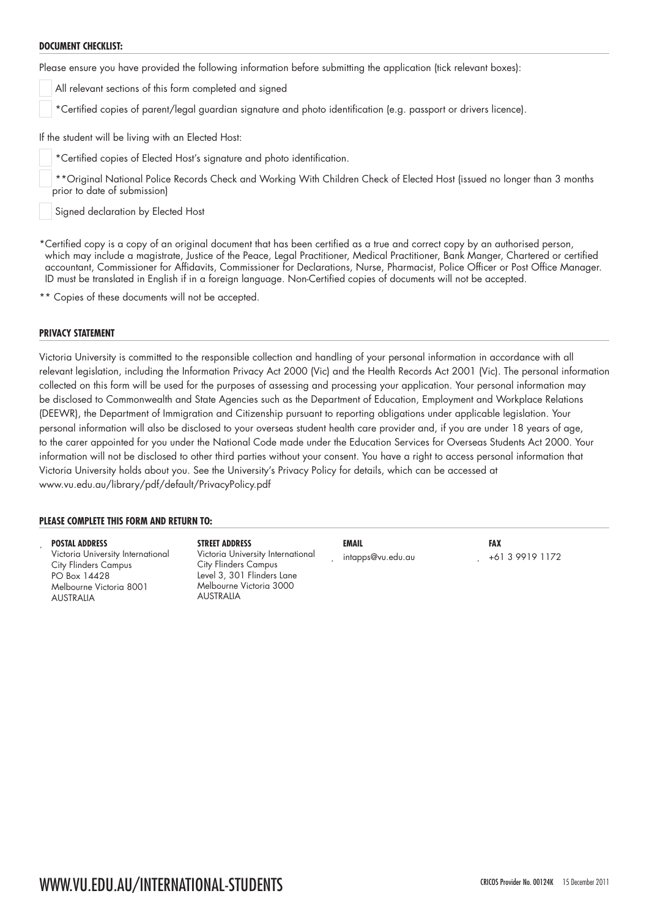**DOCUMENT CHECKLIST:**

Please ensure you have provided the following information before submitting the application (tick relevant boxes):

- [ ] All relevant sections of this form completed and signed
- [ ] *Certified copies of parent/legal guardian signature and photo identification (e.g. passport or drivers licence).

If the student will be living with an Elected Host:

- [ ] *Certified copies of Elected Host's signature and photo identification.
- [ ] **Original National Police Records Check and Working With Children Check of Elected Host (issued no longer than 3 months prior to date of submission)
- [ ] Signed declaration by Elected Host

*Certified copy is a copy of an original document that has been certified as a true and correct copy by an authorised person, which may include a magistrate, Justice of the Peace, Legal Practitioner, Medical Practitioner, Bank Manger, Chartered or certified accountant, Commissioner for Affidavits, Commissioner for Declarations, Nurse, Pharmacist, Police Officer or Post Office Manager. ID must be translated in English if in a foreign language. Non-Certified copies of documents will not be accepted.

** Copies of these documents will not be accepted.

**PRIVACY STATEMENT**

Victoria University is committed to the responsible collection and handling of your personal information in accordance with all relevant legislation, including the Information Privacy Act 2000 (Vic) and the Health Records Act 2001 (Vic). The personal information collected on this form will be used for the purposes of assessing and processing your application. Your personal information may be disclosed to Commonwealth and State Agencies such as the Department of Education, Employment and Workplace Relations (DEEWR), the Department of Immigration and Citizenship pursuant to reporting obligations under applicable legislation. Your personal information will also be disclosed to your overseas student health care provider and, if you are under 18 years of age, to the carer appointed for you under the National Code made under the Education Services for Overseas Students Act 2000. Your information will not be disclosed to other third parties without your consent. You have a right to access personal information that Victoria University holds about you. See the University's Privacy Policy for details, which can be accessed at www.vu.edu.au/library/pdf/default/PrivacyPolicy.pdf

**PLEASE COMPLETE THIS FORM AND RETURN TO:**

**POSTAL ADDRESS**
Victoria University International
City Flinders Campus
PO Box 14428
Melbourne Victoria 8001
AUSTRALIA

**STREET ADDRESS**
Victoria University International
City Flinders Campus
Level 3, 301 Flinders Lane
Melbourne Victoria 3000
AUSTRALIA

**EMAIL**
intapps@vu.edu.au

**FAX**
+61 3 9919 1172

WWW.VU.EDU.AU/INTERNATIONAL-STUDENTS

CRICOS Provider No. 00124K 15 December 2011